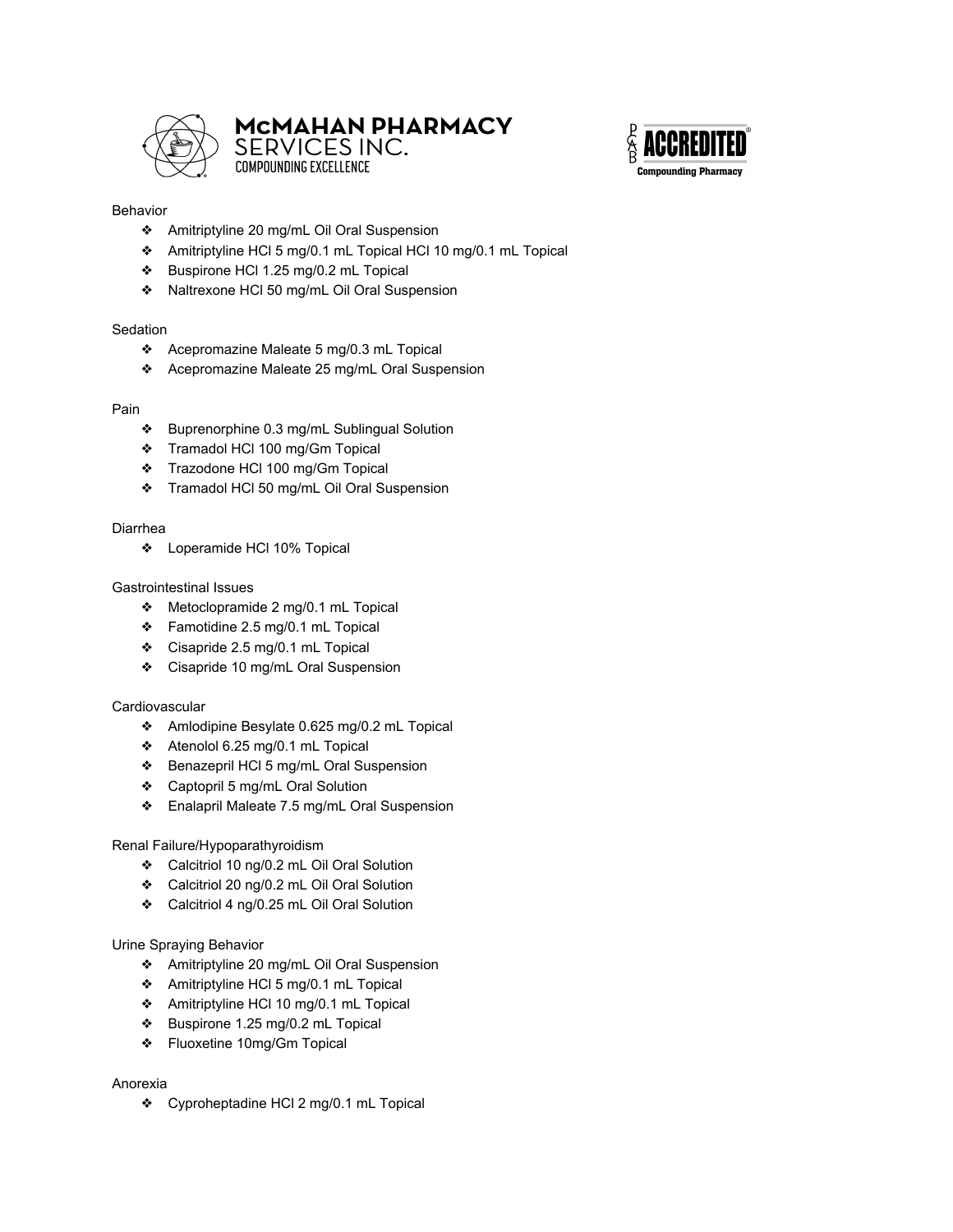# McMAHAN PHARMACY SERVICES INC.

COMPOUNDING EXCELLENCE

PCAB ACCREDITED® Compounding Pharmacy

Behavior

- ❖ Amitriptyline 20 mg/mL Oil Oral Suspension
- ❖ Amitriptyline HCl 5 mg/0.1 mL Topical HCl 10 mg/0.1 mL Topical
- ❖ Buspirone HCl 1.25 mg/0.2 mL Topical
- ❖ Naltrexone HCl 50 mg/mL Oil Oral Suspension

Sedation

- ❖ Acepromazine Maleate 5 mg/0.3 mL Topical
- ❖ Acepromazine Maleate 25 mg/mL Oral Suspension

Pain

- ❖ Buprenorphine 0.3 mg/mL Sublingual Solution
- ❖ Tramadol HCl 100 mg/Gm Topical
- ❖ Trazodone HCl 100 mg/Gm Topical
- ❖ Tramadol HCl 50 mg/mL Oil Oral Suspension

Diarrhea

- ❖ Loperamide HCl 10% Topical

Gastrointestinal Issues

- ❖ Metoclopramide 2 mg/0.1 mL Topical
- ❖ Famotidine 2.5 mg/0.1 mL Topical
- ❖ Cisapride 2.5 mg/0.1 mL Topical
- ❖ Cisapride 10 mg/mL Oral Suspension

Cardiovascular

- ❖ Amlodipine Besylate 0.625 mg/0.2 mL Topical
- ❖ Atenolol 6.25 mg/0.1 mL Topical
- ❖ Benazepril HCl 5 mg/mL Oral Suspension
- ❖ Captopril 5 mg/mL Oral Solution
- ❖ Enalapril Maleate 7.5 mg/mL Oral Suspension

Renal Failure/Hypoparathyroidism

- ❖ Calcitriol 10 ng/0.2 mL Oil Oral Solution
- ❖ Calcitriol 20 ng/0.2 mL Oil Oral Solution
- ❖ Calcitriol 4 ng/0.25 mL Oil Oral Solution

Urine Spraying Behavior

- ❖ Amitriptyline 20 mg/mL Oil Oral Suspension
- ❖ Amitriptyline HCl 5 mg/0.1 mL Topical
- ❖ Amitriptyline HCl 10 mg/0.1 mL Topical
- ❖ Buspirone 1.25 mg/0.2 mL Topical
- ❖ Fluoxetine 10mg/Gm Topical

Anorexia

- ❖ Cyproheptadine HCl 2 mg/0.1 mL Topical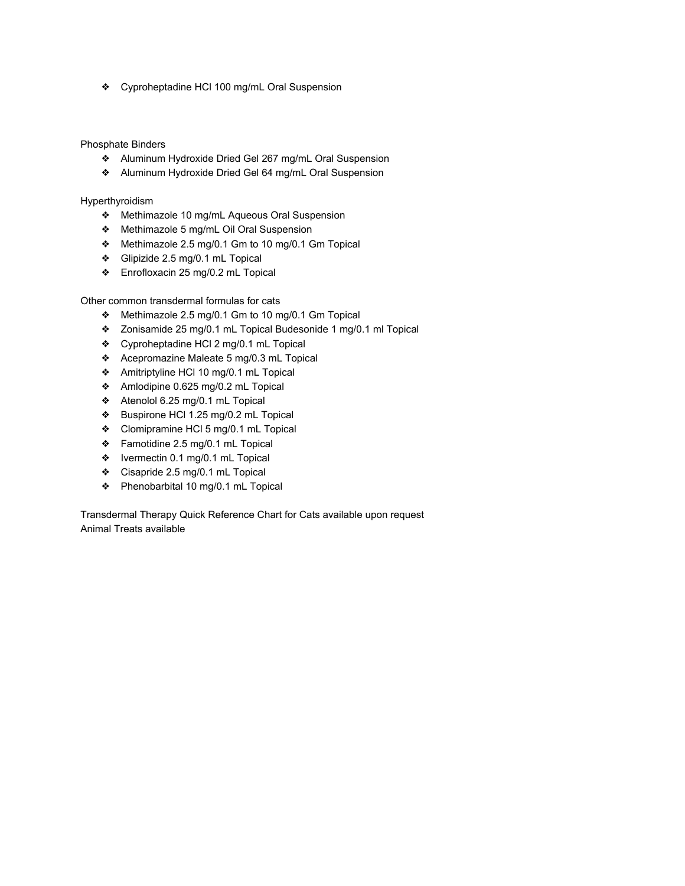- Cyproheptadine HCl 100 mg/mL Oral Suspension

Phosphate Binders

- Aluminum Hydroxide Dried Gel 267 mg/mL Oral Suspension
- Aluminum Hydroxide Dried Gel 64 mg/mL Oral Suspension

Hyperthyroidism

- Methimazole 10 mg/mL Aqueous Oral Suspension
- Methimazole 5 mg/mL Oil Oral Suspension
- Methimazole 2.5 mg/0.1 Gm to 10 mg/0.1 Gm Topical
- Glipizide 2.5 mg/0.1 mL Topical
- Enrofloxacin 25 mg/0.2 mL Topical

Other common transdermal formulas for cats

- Methimazole 2.5 mg/0.1 Gm to 10 mg/0.1 Gm Topical
- Zonisamide 25 mg/0.1 mL Topical Budesonide 1 mg/0.1 ml Topical
- Cyproheptadine HCl 2 mg/0.1 mL Topical
- Acepromazine Maleate 5 mg/0.3 mL Topical
- Amitriptyline HCl 10 mg/0.1 mL Topical
- Amlodipine 0.625 mg/0.2 mL Topical
- Atenolol 6.25 mg/0.1 mL Topical
- Buspirone HCl 1.25 mg/0.2 mL Topical
- Clomipramine HCl 5 mg/0.1 mL Topical
- Famotidine 2.5 mg/0.1 mL Topical
- Ivermectin 0.1 mg/0.1 mL Topical
- Cisapride 2.5 mg/0.1 mL Topical
- Phenobarbital 10 mg/0.1 mL Topical

Transdermal Therapy Quick Reference Chart for Cats available upon request
Animal Treats available